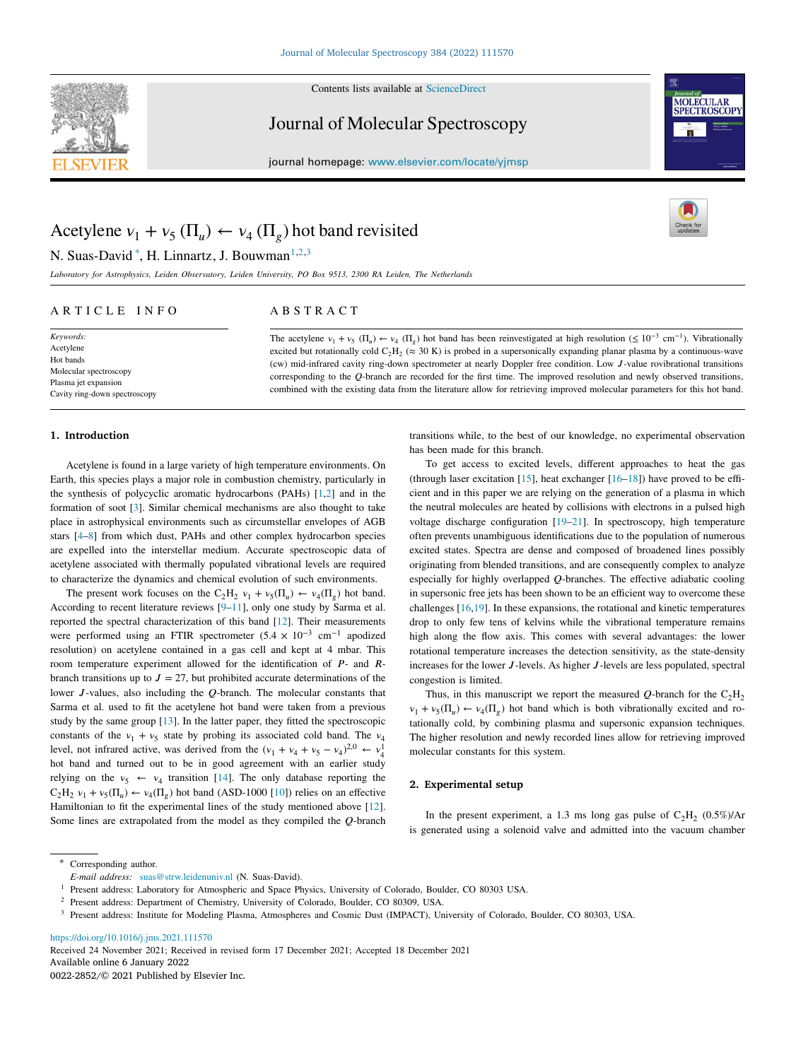# Acetylene $\nu_1 + \nu_5$ ($\Pi_u$) ← $\nu_4$ ($\Pi_g$) hot band revisited

N. Suas-David *, H. Linnartz, J. Bouwman[1,2,3]

*Laboratory for Astrophysics, Leiden Observatory, Leiden University, PO Box 9513, 2300 RA Leiden, The Netherlands*

## ARTICLE INFO

*Keywords:*
Acetylene
Hot bands
Molecular spectroscopy
Plasma jet expansion
Cavity ring-down spectroscopy

## ABSTRACT

The acetylene $\nu_1 + \nu_5$ ($\Pi_u$) ← $\nu_4$ ($\Pi_g$) hot band has been reinvestigated at high resolution ($\lesssim 10^{-3}$ cm$^{-1}$). Vibrationally excited but rotationally cold $C_2H_2$ (≈ 30 K) is probed in a supersonically expanding planar plasma by a continuous-wave (cw) mid-infrared cavity ring-down spectrometer at nearly Doppler free condition. Low $J$-value rovibrational transitions corresponding to the $Q$-branch are recorded for the first time. The improved resolution and newly observed transitions, combined with the existing data from the literature allow for retrieving improved molecular parameters for this hot band.

## 1. Introduction

Acetylene is found in a large variety of high temperature environments. On Earth, this species plays a major role in combustion chemistry, particularly in the synthesis of polycyclic aromatic hydrocarbons (PAHs) [1,2] and in the formation of soot [3]. Similar chemical mechanisms are also thought to take place in astrophysical environments such as circumstellar envelopes of AGB stars [4–8] from which dust, PAHs and other complex hydrocarbon species are expelled into the interstellar medium. Accurate spectroscopic data of acetylene associated with thermally populated vibrational levels are required to characterize the dynamics and chemical evolution of such environments.

The present work focuses on the $C_2H_2$ $\nu_1 + \nu_5(\Pi_u) \leftarrow \nu_4(\Pi_g)$ hot band. According to recent literature reviews [9–11], only one study by Sarma et al. reported the spectral characterization of this band [12]. Their measurements were performed using an FTIR spectrometer ($5.4 \times 10^{-3}$ cm$^{-1}$ apodized resolution) on acetylene contained in a gas cell and kept at 4 mbar. This room temperature experiment allowed for the identification of $P$- and $R$-branch transitions up to $J = 27$, but prohibited accurate determinations of the lower $J$-values, also including the $Q$-branch. The molecular constants that Sarma et al. used to fit the acetylene hot band were taken from a previous study by the same group [13]. In the latter paper, they fitted the spectroscopic constants of the $\nu_1 + \nu_5$ state by probing its associated cold band. The $\nu_4$ level, not infrared active, was derived from the $(\nu_1 + \nu_4 + \nu_5 - \nu_4)^{2,0} \leftarrow \nu_4^1$ hot band and turned out to be in good agreement with an earlier study relying on the $\nu_5 \leftarrow \nu_4$ transition [14]. The only database reporting the $C_2H_2$ $\nu_1 + \nu_5(\Pi_u) \leftarrow \nu_4(\Pi_g)$ hot band (ASD-1000 [10]) relies on an effective Hamiltonian to fit the experimental lines of the study mentioned above [12]. Some lines are extrapolated from the model as they compiled the $Q$-branch transitions while, to the best of our knowledge, no experimental observation has been made for this branch.

To get access to excited levels, different approaches to heat the gas (through laser excitation [15], heat exchanger [16–18]) have proved to be efficient and in this paper we are relying on the generation of a plasma in which the neutral molecules are heated by collisions with electrons in a pulsed high voltage discharge configuration [19–21]. In spectroscopy, high temperature often prevents unambiguous identifications due to the population of numerous excited states. Spectra are dense and composed of broadened lines possibly originating from blended transitions, and are consequently complex to analyze especially for highly overlapped $Q$-branches. The effective adiabatic cooling in supersonic free jets has been shown to be an efficient way to overcome these challenges [16,19]. In these expansions, the rotational and kinetic temperatures drop to only few tens of kelvins while the vibrational temperature remains high along the flow axis. This comes with several advantages: the lower rotational temperature increases the detection sensitivity, as the state-density increases for the lower $J$-levels. As higher $J$-levels are less populated, spectral congestion is limited.

Thus, in this manuscript we report the measured $Q$-branch for the $C_2H_2$ $\nu_1 + \nu_5(\Pi_u) \leftarrow \nu_4(\Pi_g)$ hot band which is both vibrationally excited and rotationally cold, by combining plasma and supersonic expansion techniques. The higher resolution and newly recorded lines allow for retrieving improved molecular constants for this system.

## 2. Experimental setup

In the present experiment, a 1.3 ms long gas pulse of $C_2H_2$ (0.5%)/Ar is generated using a solenoid valve and admitted into the vacuum chamber

---

* Corresponding author.
*E-mail address:* suas@strw.leidenuniv.nl (N. Suas-David).
[1] Present address: Laboratory for Atmospheric and Space Physics, University of Colorado, Boulder, CO 80303 USA.
[2] Present address: Department of Chemistry, University of Colorado, Boulder, CO 80309, USA.
[3] Present address: Institute for Modeling Plasma, Atmospheres and Cosmic Dust (IMPACT), University of Colorado, Boulder, CO 80303, USA.

https://doi.org/10.1016/j.jms.2021.111570
Received 24 November 2021; Received in revised form 17 December 2021; Accepted 18 December 2021
Available online 6 January 2022
0022-2852/© 2021 Published by Elsevier Inc.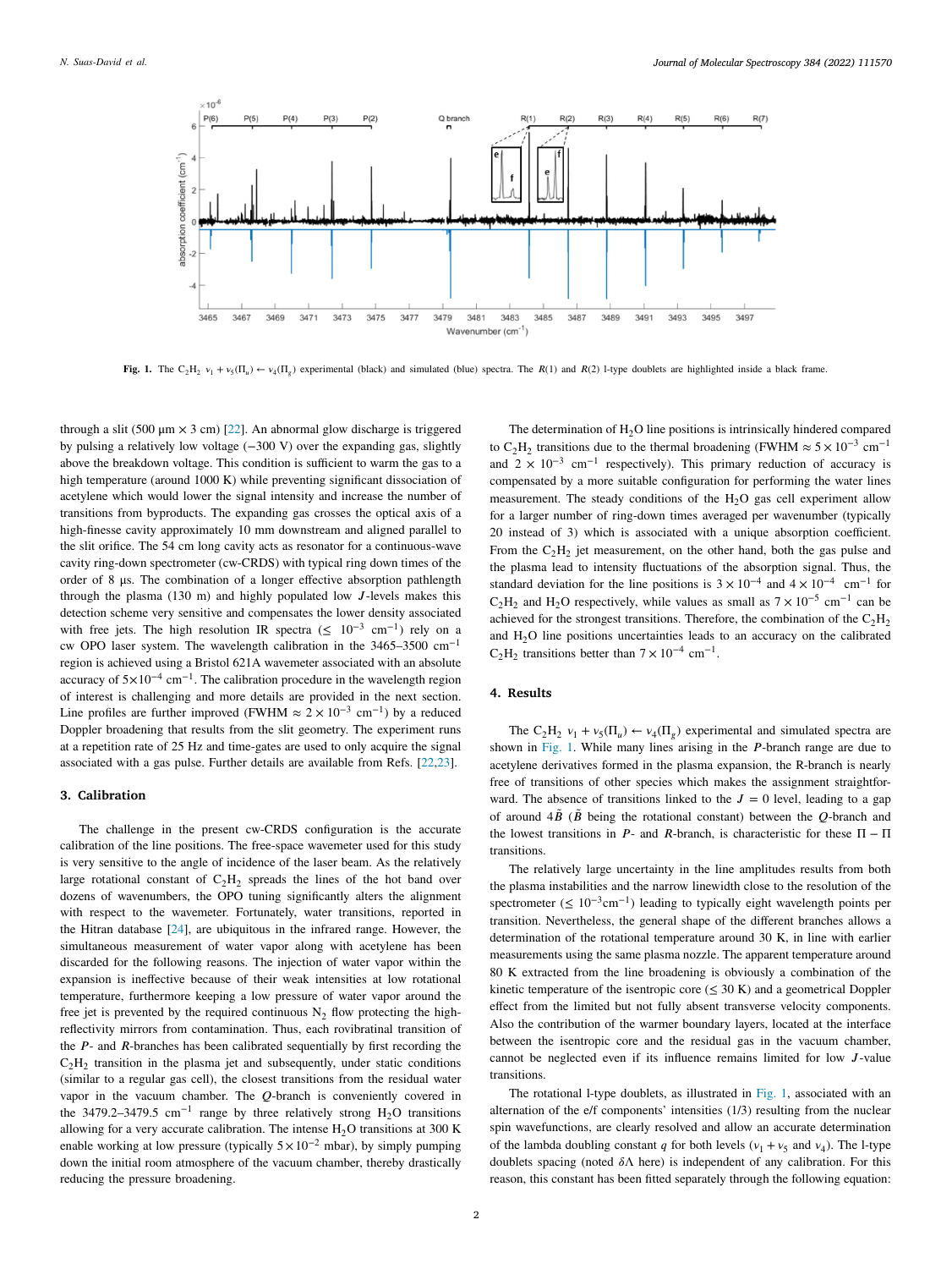Fig. 1. The $C_2H_2$ $\nu_1 + \nu_5(\Pi_u) \leftarrow \nu_4(\Pi_g)$ experimental (black) and simulated (blue) spectra. The $R(1)$ and $R(2)$ l-type doublets are highlighted inside a black frame.

through a slit (500 μm × 3 cm) [22]. An abnormal glow discharge is triggered by pulsing a relatively low voltage (−300 V) over the expanding gas, slightly above the breakdown voltage. This condition is sufficient to warm the gas to a high temperature (around 1000 K) while preventing significant dissociation of acetylene which would lower the signal intensity and increase the number of transitions from byproducts. The expanding gas crosses the optical axis of a high-finesse cavity approximately 10 mm downstream and aligned parallel to the slit orifice. The 54 cm long cavity acts as resonator for a continuous-wave cavity ring-down spectrometer (cw-CRDS) with typical ring down times of the order of 8 μs. The combination of a longer effective absorption pathlength through the plasma (130 m) and highly populated low $J$-levels makes this detection scheme very sensitive and compensates the lower density associated with free jets. The high resolution IR spectra ($\leq 10^{-3}$ cm$^{-1}$) rely on a cw OPO laser system. The wavelength calibration in the 3465–3500 cm$^{-1}$ region is achieved using a Bristol 621A wavemeter associated with an absolute accuracy of $5\times10^{-4}$ cm$^{-1}$. The calibration procedure in the wavelength region of interest is challenging and more details are provided in the next section. Line profiles are further improved (FWHM $\approx 2\times10^{-3}$ cm$^{-1}$) by a reduced Doppler broadening that results from the slit geometry. The experiment runs at a repetition rate of 25 Hz and time-gates are used to only acquire the signal associated with a gas pulse. Further details are available from Refs. [22,23].

## 3. Calibration

The challenge in the present cw-CRDS configuration is the accurate calibration of the line positions. The free-space wavemeter used for this study is very sensitive to the angle of incidence of the laser beam. As the relatively large rotational constant of $C_2H_2$ spreads the lines of the hot band over dozens of wavenumbers, the OPO tuning significantly alters the alignment with respect to the wavemeter. Fortunately, water transitions, reported in the Hitran database [24], are ubiquitous in the infrared range. However, the simultaneous measurement of water vapor along with acetylene has been discarded for the following reasons. The injection of water vapor within the expansion is ineffective because of their weak intensities at low rotational temperature, furthermore keeping a low pressure of water vapor around the free jet is prevented by the required continuous $N_2$ flow protecting the high-reflectivity mirrors from contamination. Thus, each rovibrational transition of the $P$- and $R$-branches has been calibrated sequentially by first recording the $C_2H_2$ transition in the plasma jet and subsequently, under static conditions (similar to a regular gas cell), the closest transitions from the residual water vapor in the vacuum chamber. The $Q$-branch is conveniently covered in the 3479.2–3479.5 cm$^{-1}$ range by three relatively strong $H_2O$ transitions allowing for a very accurate calibration. The intense $H_2O$ transitions at 300 K enable working at low pressure (typically $5\times10^{-2}$ mbar), by simply pumping down the initial room atmosphere of the vacuum chamber, thereby drastically reducing the pressure broadening.

The determination of $H_2O$ line positions is intrinsically hindered compared to $C_2H_2$ transitions due to the thermal broadening (FWHM $\approx 5\times10^{-3}$ cm$^{-1}$ and $2\times10^{-3}$ cm$^{-1}$ respectively). This primary reduction of accuracy is compensated by a more suitable configuration for performing the water lines measurement. The steady conditions of the $H_2O$ gas cell experiment allow for a larger number of ring-down times averaged per wavenumber (typically 20 instead of 3) which is associated with a unique absorption coefficient. From the $C_2H_2$ jet measurement, on the other hand, both the gas pulse and the plasma lead to intensity fluctuations of the absorption signal. Thus, the standard deviation for the line positions is $3\times10^{-4}$ and $4\times10^{-4}$ cm$^{-1}$ for $C_2H_2$ and $H_2O$ respectively, while values as small as $7\times10^{-5}$ cm$^{-1}$ can be achieved for the strongest transitions. Therefore, the combination of the $C_2H_2$ and $H_2O$ line positions uncertainties leads to an accuracy on the calibrated $C_2H_2$ transitions better than $7\times10^{-4}$ cm$^{-1}$.

## 4. Results

The $C_2H_2$ $\nu_1 + \nu_5(\Pi_u) \leftarrow \nu_4(\Pi_g)$ experimental and simulated spectra are shown in Fig. 1. While many lines arising in the $P$-branch range are due to acetylene derivatives formed in the plasma expansion, the R-branch is nearly free of transitions of other species which makes the assignment straightforward. The absence of transitions linked to the $J = 0$ level, leading to a gap of around $4\tilde{B}$ ($\tilde{B}$ being the rotational constant) between the $Q$-branch and the lowest transitions in $P$- and $R$-branch, is characteristic for these $\Pi - \Pi$ transitions.

The relatively large uncertainty in the line amplitudes results from both the plasma instabilities and the narrow linewidth close to the resolution of the spectrometer ($\leq 10^{-3}$cm$^{-1}$) leading to typically eight wavelength points per transition. Nevertheless, the general shape of the different branches allows a determination of the rotational temperature around 30 K, in line with earlier measurements using the same plasma nozzle. The apparent temperature around 80 K extracted from the line broadening is obviously a combination of the kinetic temperature of the isentropic core ($\leq$ 30 K) and a geometrical Doppler effect from the limited but not fully absent transverse velocity components. Also the contribution of the warmer boundary layers, located at the interface between the isentropic core and the residual gas in the vacuum chamber, cannot be neglected even if its influence remains limited for low $J$-value transitions.

The rotational l-type doublets, as illustrated in Fig. 1, associated with an alternation of the e/f components' intensities (1/3) resulting from the nuclear spin wavefunctions, are clearly resolved and allow an accurate determination of the lambda doubling constant $q$ for both levels ($\nu_1 + \nu_5$ and $\nu_4$). The l-type doublets spacing (noted $\delta\Lambda$ here) is independent of any calibration. For this reason, this constant has been fitted separately through the following equation: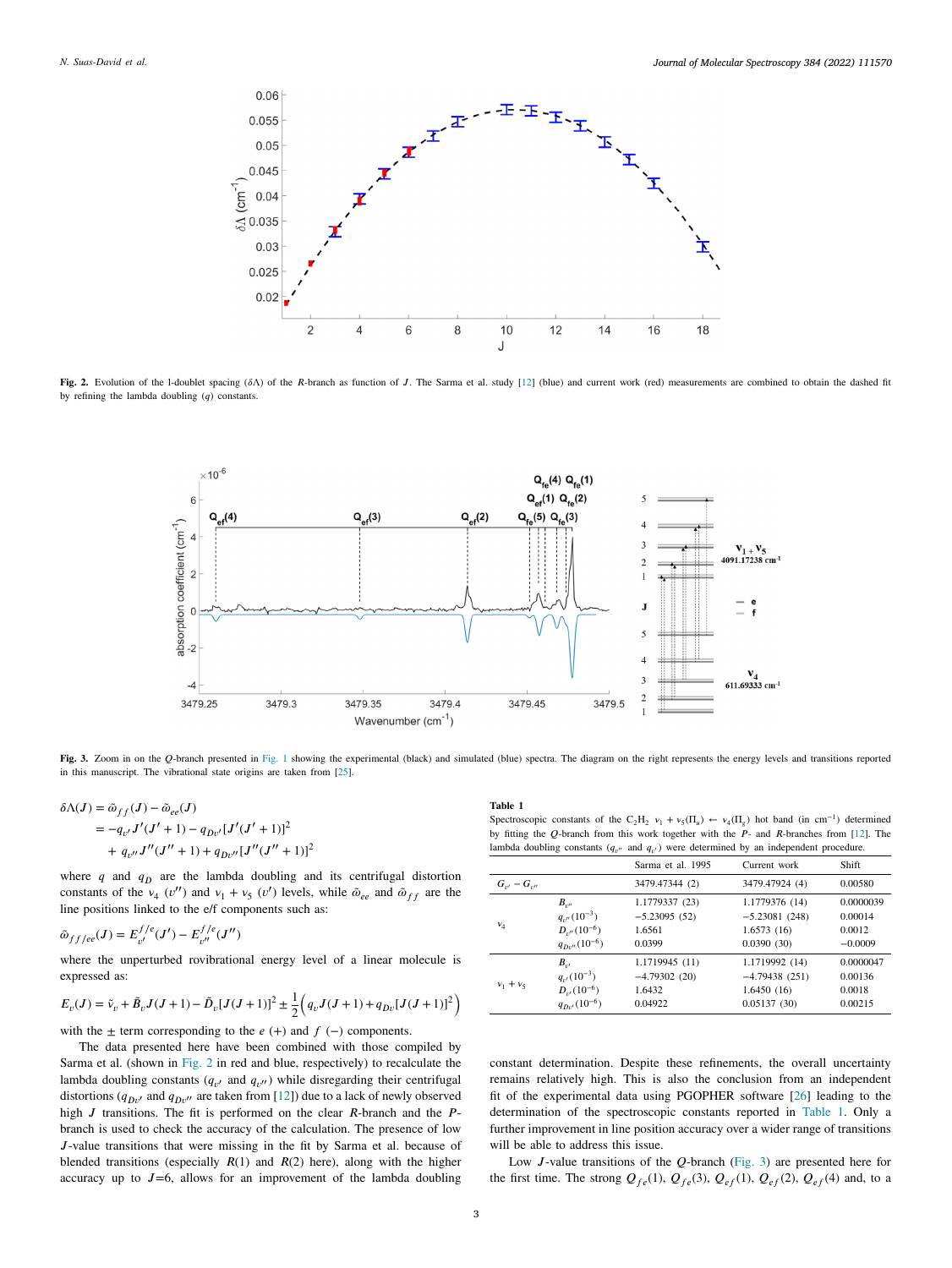Fig. 2. Evolution of the l-doublet spacing ($\delta\Lambda$) of the *R*-branch as function of *J*. The Sarma et al. study [12] (blue) and current work (red) measurements are combined to obtain the dashed fit by refining the lambda doubling ($q$) constants.

Fig. 3. Zoom in on the *Q*-branch presented in Fig. 1 showing the experimental (black) and simulated (blue) spectra. The diagram on the right represents the energy levels and transitions reported in this manuscript. The vibrational state origins are taken from [25].

$$\delta\Lambda(J) = \tilde{\omega}_{ff}(J) - \tilde{\omega}_{ee}(J)$$
$$= -q_{v'}J'(J'+1) - q_{Dv'}[J'(J'+1)]^2$$
$$+ q_{v''}J''(J''+1) + q_{Dv''}[J''(J''+1)]^2$$

where $q$ and $q_D$ are the lambda doubling and its centrifugal distortion constants of the $\nu_4$ ($v''$) and $\nu_1+\nu_5$ ($v'$) levels, while $\tilde{\omega}_{ee}$ and $\tilde{\omega}_{ff}$ are the line positions linked to the e/f components such as:

$$\tilde{\omega}_{ff/ee}(J) = E^{f/e}_{v'}(J') - E^{f/e}_{v''}(J'')$$

where the unperturbed rovibrational energy level of a linear molecule is expressed as:

$$E_v(J) = \tilde{\nu}_v + \tilde{B}_v J(J+1) - \tilde{D}_v[J(J+1)]^2 \pm \frac{1}{2}\left(q_v J(J+1) + q_{Dv}[J(J+1)]^2\right)$$

with the $\pm$ term corresponding to the $e$ (+) and $f$ (−) components.

The data presented here have been combined with those compiled by Sarma et al. (shown in Fig. 2 in red and blue, respectively) to recalculate the lambda doubling constants ($q_{v'}$ and $q_{v''}$) while disregarding their centrifugal distortions ($q_{Dv'}$ and $q_{Dv''}$ are taken from [12]) due to a lack of newly observed high *J* transitions. The fit is performed on the clear *R*-branch and the *P*-branch is used to check the accuracy of the calculation. The presence of low *J*-value transitions that were missing in the fit by Sarma et al. because of blended transitions (especially *R*(1) and *R*(2) here), along with the higher accuracy up to *J*=6, allows for an improvement of the lambda doubling constant determination. Despite these refinements, the overall uncertainty remains relatively high. This is also the conclusion from an independent fit of the experimental data using PGOPHER software [26] leading to the determination of the spectroscopic constants reported in Table 1. Only a further improvement in line position accuracy over a wider range of transitions will be able to address this issue.

**Table 1**
Spectroscopic constants of the $C_2H_2$ $\nu_1+\nu_5(\Pi_u) \leftarrow \nu_4(\Pi_g)$ hot band (in cm$^{-1}$) determined by fitting the *Q*-branch from this work together with the *P*- and *R*-branches from [12]. The lambda doubling constants ($q_{v''}$ and $q_{v'}$) were determined by an independent procedure.

| | | Sarma et al. 1995 | Current work | Shift |
|---|---|---|---|---|
| $G_{v'} - G_{v''}$ | | 3479.47344 (2) | 3479.47924 (4) | 0.00580 |
| $\nu_4$ | $B_{v''}$ | 1.1779337 (23) | 1.1779376 (14) | 0.0000039 |
| | $q_{v''}(10^{-3})$ | −5.23095 (52) | −5.23081 (248) | 0.00014 |
| | $D_{v''}(10^{-6})$ | 1.6561 | 1.6573 (16) | 0.0012 |
| | $q_{Dv''}(10^{-6})$ | 0.0399 | 0.0390 (30) | −0.0009 |
| $\nu_1+\nu_5$ | $B_{v'}$ | 1.1719945 (11) | 1.1719992 (14) | 0.0000047 |
| | $q_{v'}(10^{-3})$ | −4.79302 (20) | −4.79438 (251) | 0.00136 |
| | $D_{v'}(10^{-6})$ | 1.6432 | 1.6450 (16) | 0.0018 |
| | $q_{Dv'}(10^{-6})$ | 0.04922 | 0.05137 (30) | 0.00215 |

Low *J*-value transitions of the *Q*-branch (Fig. 3) are presented here for the first time. The strong $Q_{fe}(1)$, $Q_{fe}(3)$, $Q_{ef}(1)$, $Q_{ef}(2)$, $Q_{ef}(4)$ and, to a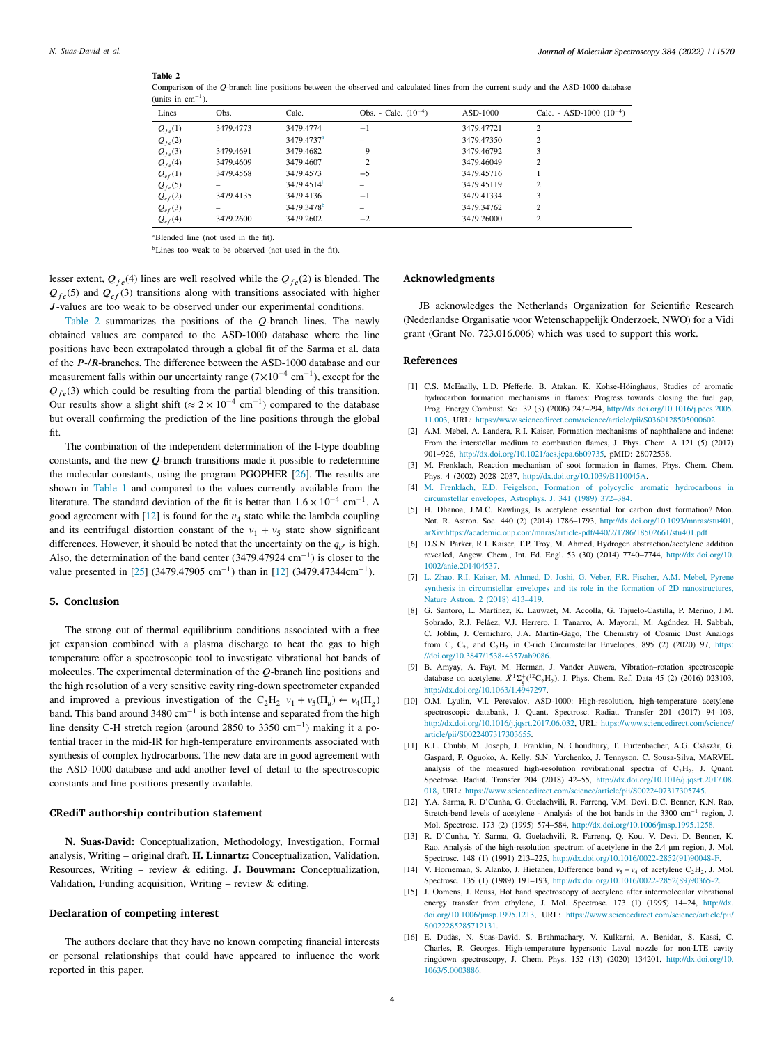**Table 2**
Comparison of the *Q*-branch line positions between the observed and calculated lines from the current study and the ASD-1000 database (units in $cm^{-1}$).

| Lines | Obs. | Calc. | Obs. - Calc. ($10^{-4}$) | ASD-1000 | Calc. - ASD-1000 ($10^{-4}$) |
|---|---|---|---|---|---|
| $Q_{fe}(1)$ | 3479.4773 | 3479.4774 | −1 | 3479.47721 | 2 |
| $Q_{fe}(2)$ | – | 3479.4737[a] | – | 3479.47350 | 2 |
| $Q_{fe}(3)$ | 3479.4691 | 3479.4682 | 9 | 3479.46792 | 3 |
| $Q_{fe}(4)$ | 3479.4609 | 3479.4607 | 2 | 3479.46049 | 2 |
| $Q_{ef}(1)$ | 3479.4568 | 3479.4573 | −5 | 3479.45716 | 1 |
| $Q_{fe}(5)$ | – | 3479.4514[b] | – | 3479.45119 | 2 |
| $Q_{ef}(2)$ | 3479.4135 | 3479.4136 | −1 | 3479.41334 | 3 |
| $Q_{ef}(3)$ | – | 3479.3478[b] | – | 3479.34762 | 2 |
| $Q_{ef}(4)$ | 3479.2600 | 3479.2602 | −2 | 3479.26000 | 2 |

[a]Blended line (not used in the fit).

[b]Lines too weak to be observed (not used in the fit).

lesser extent, $Q_{fe}(4)$ lines are well resolved while the $Q_{fe}(2)$ is blended. The $Q_{fe}(5)$ and $Q_{ef}(3)$ transitions along with transitions associated with higher $J$-values are too weak to be observed under our experimental conditions.

Table 2 summarizes the positions of the *Q*-branch lines. The newly obtained values are compared to the ASD-1000 database where the line positions have been extrapolated through a global fit of the Sarma et al. data of the *P*-/*R*-branches. The difference between the ASD-1000 database and our measurement falls within our uncertainty range ($7\times10^{-4}$ $cm^{-1}$), except for the $Q_{fe}(3)$ which could be resulting from the partial blending of this transition. Our results show a slight shift ($\approx 2\times10^{-4}$ $cm^{-1}$) compared to the database but overall confirming the prediction of the line positions through the global fit.

The combination of the independent determination of the l-type doubling constants, and the new *Q*-branch transitions made it possible to redetermine the molecular constants, using the program PGOPHER [26]. The results are shown in Table 1 and compared to the values currently available from the literature. The standard deviation of the fit is better than $1.6\times10^{-4}$ $cm^{-1}$. A good agreement with [12] is found for the $\upsilon_4$ state while the lambda coupling and its centrifugal distortion constant of the $\nu_1+\nu_5$ state show significant differences. However, it should be noted that the uncertainty on the $q_{\upsilon'}$ is high. Also, the determination of the band center (3479.47924 $cm^{-1}$) is closer to the value presented in [25] (3479.47905 $cm^{-1}$) than in [12] (3479.47344$cm^{-1}$).

## 5. Conclusion

The strong out of thermal equilibrium conditions associated with a free jet expansion combined with a plasma discharge to heat the gas to high temperature offer a spectroscopic tool to investigate vibrational hot bands of molecules. The experimental determination of the *Q*-branch line positions and the high resolution of a very sensitive cavity ring-down spectrometer expanded and improved a previous investigation of the $C_2H_2$ $\nu_1+\nu_5(\Pi_u) \leftarrow \nu_4(\Pi_g)$ band. This band around 3480 $cm^{-1}$ is both intense and separated from the high line density C-H stretch region (around 2850 to 3350 $cm^{-1}$) making it a potential tracer in the mid-IR for high-temperature environments associated with synthesis of complex hydrocarbons. The new data are in good agreement with the ASD-1000 database and add another level of detail to the spectroscopic constants and line positions presently available.

## CRediT authorship contribution statement

**N. Suas-David:** Conceptualization, Methodology, Investigation, Formal analysis, Writing – original draft. **H. Linnartz:** Conceptualization, Validation, Resources, Writing – review & editing. **J. Bouwman:** Conceptualization, Validation, Funding acquisition, Writing – review & editing.

## Declaration of competing interest

The authors declare that they have no known competing financial interests or personal relationships that could have appeared to influence the work reported in this paper.

## Acknowledgments

JB acknowledges the Netherlands Organization for Scientific Research (Nederlandse Organisatie voor Wetenschappelijk Onderzoek, NWO) for a Vidi grant (Grant No. 723.016.006) which was used to support this work.

## References

[1] C.S. McEnally, L.D. Pfefferle, B. Atakan, K. Kohse-Höinghaus, Studies of aromatic hydrocarbon formation mechanisms in flames: Progress towards closing the fuel gap, Prog. Energy Combust. Sci. 32 (3) (2006) 247–294, http://dx.doi.org/10.1016/j.pecs.2005.11.003, URL: https://www.sciencedirect.com/science/article/pii/S0360128505000602.

[2] A.M. Mebel, A. Landera, R.I. Kaiser, Formation mechanisms of naphthalene and indene: From the interstellar medium to combustion flames, J. Phys. Chem. A 121 (5) (2017) 901–926, http://dx.doi.org/10.1021/acs.jpca.6b09735, pMID: 28072538.

[3] M. Frenklach, Reaction mechanism of soot formation in flames, Phys. Chem. Chem. Phys. 4 (2002) 2028–2037, http://dx.doi.org/10.1039/B110045A.

[4] M. Frenklach, E.D. Feigelson, Formation of polycyclic aromatic hydrocarbons in circumstellar envelopes, Astrophys. J. 341 (1989) 372–384.

[5] H. Dhanoa, J.M.C. Rawlings, Is acetylene essential for carbon dust formation? Mon. Not. R. Astron. Soc. 440 (2) (2014) 1786–1793, http://dx.doi.org/10.1093/mnras/stu401, arXiv:https://academic.oup.com/mnras/article-pdf/440/2/1786/18502661/stu401.pdf.

[6] D.S.N. Parker, R.I. Kaiser, T.P. Troy, M. Ahmed, Hydrogen abstraction/acetylene addition revealed, Angew. Chem., Int. Ed. Engl. 53 (30) (2014) 7740–7744, http://dx.doi.org/10.1002/anie.201404537.

[7] L. Zhao, R.I. Kaiser, M. Ahmed, D. Joshi, G. Veber, F.R. Fischer, A.M. Mebel, Pyrene synthesis in circumstellar envelopes and its role in the formation of 2D nanostructures, Nature Astron. 2 (2018) 413–419.

[8] G. Santoro, L. Martínez, K. Lauwaet, M. Accolla, G. Tajuelo-Castilla, P. Merino, J.M. Sobrado, R.J. Peláez, V.J. Herrero, I. Tanarro, A. Mayoral, M. Agúndez, H. Sabbah, C. Joblin, J. Cernicharo, J.A. Martín-Gago, The Chemistry of Cosmic Dust Analogs from C, $C_2$, and $C_2H_2$ in C-rich Circumstellar Envelopes, 895 (2) (2020) 97, https://doi.org/10.3847/1538-4357/ab9086.

[9] B. Amyay, A. Fayt, M. Herman, J. Vander Auwera, Vibration–rotation spectroscopic database on acetylene, $\tilde{X}^1\Sigma_g^+$ ($^{12}C_2H_2$), J. Phys. Chem. Ref. Data 45 (2) (2016) 023103, http://dx.doi.org/10.1063/1.4947297.

[10] O.M. Lyulin, V.I. Perevalov, ASD-1000: High-resolution, high-temperature acetylene spectroscopic databank, J. Quant. Spectrosc. Radiat. Transfer 201 (2017) 94–103, http://dx.doi.org/10.1016/j.jqsrt.2017.06.032, URL: https://www.sciencedirect.com/science/article/pii/S0022407317303655.

[11] K.L. Chubb, M. Joseph, J. Franklin, N. Choudhury, T. Furtenbacher, A.G. Császár, G. Gaspard, P. Oguoko, A. Kelly, S.N. Yurchenko, J. Tennyson, C. Sousa-Silva, MARVEL analysis of the measured high-resolution rovibrational spectra of $C_2H_2$, J. Quant. Spectrosc. Radiat. Transfer 204 (2018) 42–55, http://dx.doi.org/10.1016/j.jqsrt.2017.08.018, URL: https://www.sciencedirect.com/science/article/pii/S0022407317305745.

[12] Y.A. Sarma, R. D'Cunha, G. Guelachvili, R. Farrenq, V.M. Devi, D.C. Benner, K.N. Rao, Stretch-bend levels of acetylene - Analysis of the hot bands in the 3300 $cm^{-1}$ region, J. Mol. Spectrosc. 173 (2) (1995) 574–584, http://dx.doi.org/10.1006/jmsp.1995.1258.

[13] R. D'Cunha, Y. Sarma, G. Guelachvili, R. Farrenq, Q. Kou, V. Devi, D. Benner, K. Rao, Analysis of the high-resolution spectrum of acetylene in the 2.4 μm region, J. Mol. Spectrosc. 148 (1) (1991) 213–225, http://dx.doi.org/10.1016/0022-2852(91)90048-F.

[14] V. Horneman, S. Alanko, J. Hietanen, Difference band $\nu_5-\nu_4$ of acetylene $C_2H_2$, J. Mol. Spectrosc. 135 (1) (1989) 191–193, http://dx.doi.org/10.1016/0022-2852(89)90365-2.

[15] J. Oomens, J. Reuss, Hot band spectroscopy of acetylene after intermolecular vibrational energy transfer from ethylene, J. Mol. Spectrosc. 173 (1) (1995) 14–24, http://dx.doi.org/10.1006/jmsp.1995.1213, URL: https://www.sciencedirect.com/science/article/pii/S0022285285712131.

[16] E. Dudàs, N. Suas-David, S. Brahmachary, V. Kulkarni, A. Benidar, S. Kassi, C. Charles, R. Georges, High-temperature hypersonic Laval nozzle for non-LTE cavity ringdown spectroscopy, J. Chem. Phys. 152 (13) (2020) 134201, http://dx.doi.org/10.1063/5.0003886.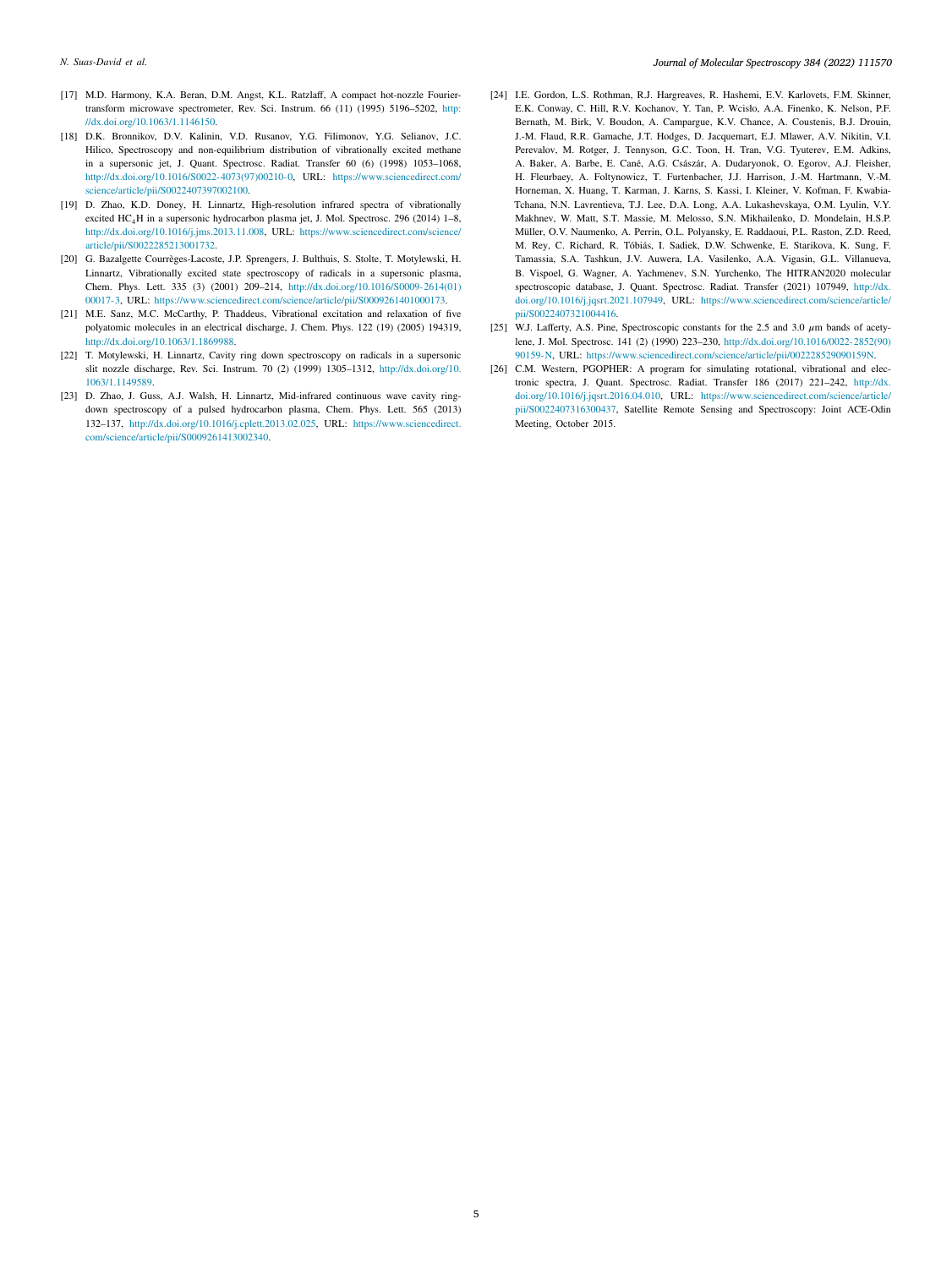[17] M.D. Harmony, K.A. Beran, D.M. Angst, K.L. Ratzlaff, A compact hot-nozzle Fourier-transform microwave spectrometer, Rev. Sci. Instrum. 66 (11) (1995) 5196–5202, http://dx.doi.org/10.1063/1.1146150.

[18] D.K. Bronnikov, D.V. Kalinin, V.D. Rusanov, Y.G. Filimonov, Y.G. Selianov, J.C. Hilico, Spectroscopy and non-equilibrium distribution of vibrationally excited methane in a supersonic jet, J. Quant. Spectrosc. Radiat. Transfer 60 (6) (1998) 1053–1068, http://dx.doi.org/10.1016/S0022-4073(97)00210-0, URL: https://www.sciencedirect.com/science/article/pii/S0022407397002100.

[19] D. Zhao, K.D. Doney, H. Linnartz, High-resolution infrared spectra of vibrationally excited $HC_4H$ in a supersonic hydrocarbon plasma jet, J. Mol. Spectrosc. 296 (2014) 1–8, http://dx.doi.org/10.1016/j.jms.2013.11.008, URL: https://www.sciencedirect.com/science/article/pii/S0022285213001732.

[20] G. Bazalgette Courrèges-Lacoste, J.P. Sprengers, J. Bulthuis, S. Stolte, T. Motylewski, H. Linnartz, Vibrationally excited state spectroscopy of radicals in a supersonic plasma, Chem. Phys. Lett. 335 (3) (2001) 209–214, http://dx.doi.org/10.1016/S0009-2614(01)00017-3, URL: https://www.sciencedirect.com/science/article/pii/S0009261401000173.

[21] M.E. Sanz, M.C. McCarthy, P. Thaddeus, Vibrational excitation and relaxation of five polyatomic molecules in an electrical discharge, J. Chem. Phys. 122 (19) (2005) 194319, http://dx.doi.org/10.1063/1.1869988.

[22] T. Motylewski, H. Linnartz, Cavity ring down spectroscopy on radicals in a supersonic slit nozzle discharge, Rev. Sci. Instrum. 70 (2) (1999) 1305–1312, http://dx.doi.org/10.1063/1.1149589.

[23] D. Zhao, J. Guss, A.J. Walsh, H. Linnartz, Mid-infrared continuous wave cavity ring-down spectroscopy of a pulsed hydrocarbon plasma, Chem. Phys. Lett. 565 (2013) 132–137, http://dx.doi.org/10.1016/j.cplett.2013.02.025, URL: https://www.sciencedirect.com/science/article/pii/S0009261413002340.

[24] I.E. Gordon, L.S. Rothman, R.J. Hargreaves, R. Hashemi, E.V. Karlovets, F.M. Skinner, E.K. Conway, C. Hill, R.V. Kochanov, Y. Tan, P. Wcisło, A.A. Finenko, K. Nelson, P.F. Bernath, M. Birk, V. Boudon, A. Campargue, K.V. Chance, A. Coustenis, B.J. Drouin, J.-M. Flaud, R.R. Gamache, J.T. Hodges, D. Jacquemart, E.J. Mlawer, A.V. Nikitin, V.I. Perevalov, M. Rotger, J. Tennyson, G.C. Toon, H. Tran, V.G. Tyuterev, E.M. Adkins, A. Baker, A. Barbe, E. Cané, A.G. Császár, A. Dudaryonok, O. Egorov, A.J. Fleisher, H. Fleurbaey, A. Foltynowicz, T. Furtenbacher, J.J. Harrison, J.-M. Hartmann, V.-M. Horneman, X. Huang, T. Karman, J. Karns, S. Kassi, I. Kleiner, V. Kofman, F. Kwabia-Tchana, N.N. Lavrentieva, T.J. Lee, D.A. Long, A.A. Lukashevskaya, O.M. Lyulin, V.Y. Makhnev, W. Matt, S.T. Massie, M. Melosso, S.N. Mikhailenko, D. Mondelain, H.S.P. Müller, O.V. Naumenko, A. Perrin, O.L. Polyansky, E. Raddaoui, P.L. Raston, Z.D. Reed, M. Rey, C. Richard, R. Tóbiás, I. Sadiek, D.W. Schwenke, E. Starikova, K. Sung, F. Tamassia, S.A. Tashkun, J.V. Auwera, I.A. Vasilenko, A.A. Vigasin, G.L. Villanueva, B. Vispoel, G. Wagner, A. Yachmenev, S.N. Yurchenko, The HITRAN2020 molecular spectroscopic database, J. Quant. Spectrosc. Radiat. Transfer (2021) 107949, http://dx.doi.org/10.1016/j.jqsrt.2021.107949, URL: https://www.sciencedirect.com/science/article/pii/S0022407321004416.

[25] W.J. Lafferty, A.S. Pine, Spectroscopic constants for the 2.5 and 3.0 $\mu$m bands of acetylene, J. Mol. Spectrosc. 141 (2) (1990) 223–230, http://dx.doi.org/10.1016/0022-2852(90)90159-N, URL: https://www.sciencedirect.com/science/article/pii/002228529090159N.

[26] C.M. Western, PGOPHER: A program for simulating rotational, vibrational and electronic spectra, J. Quant. Spectrosc. Radiat. Transfer 186 (2017) 221–242, http://dx.doi.org/10.1016/j.jqsrt.2016.04.010, URL: https://www.sciencedirect.com/science/article/pii/S0022407316300437, Satellite Remote Sensing and Spectroscopy: Joint ACE-Odin Meeting, October 2015.